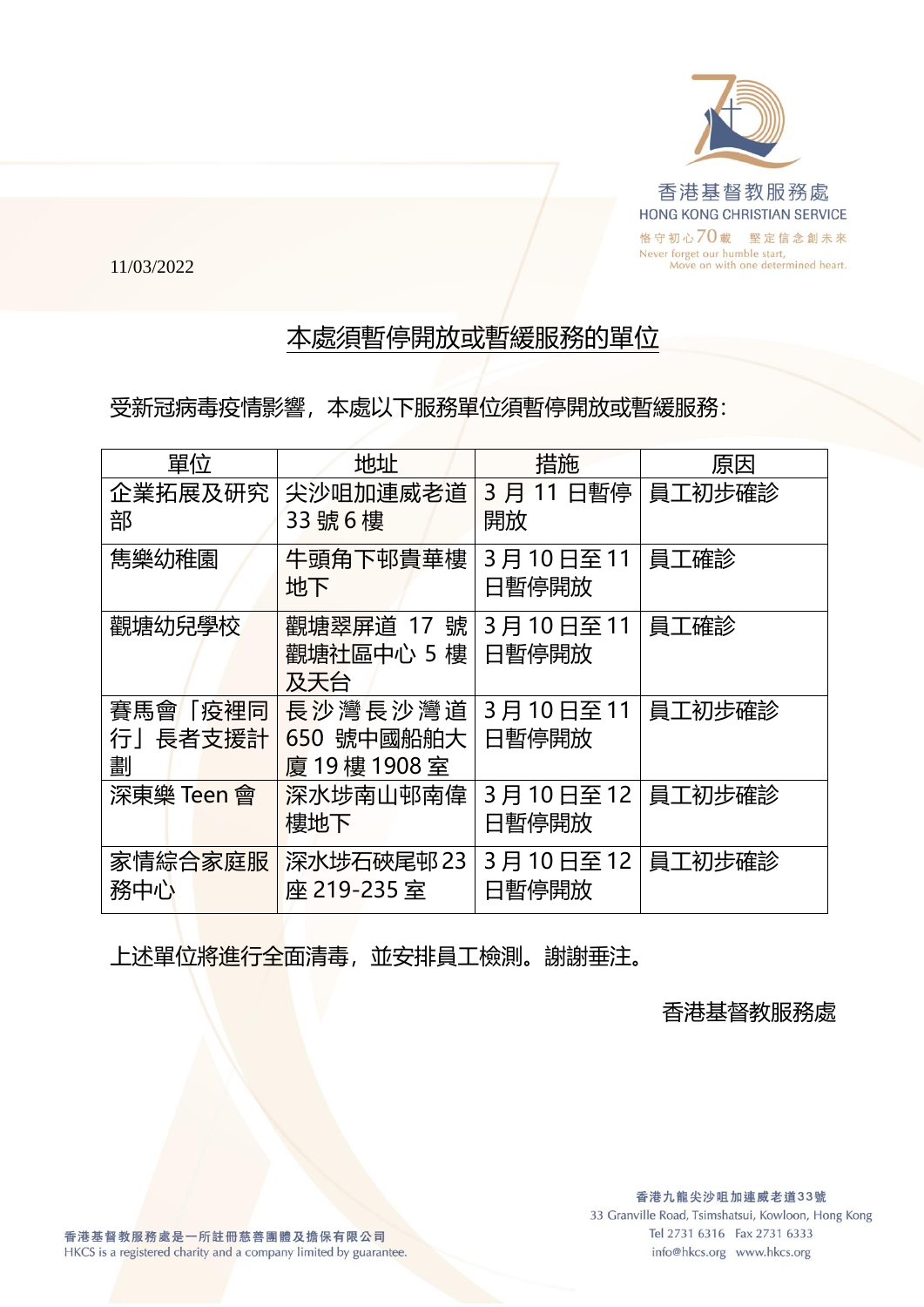11/03/2022

## 本處須暫停開放或暫緩服務的單位

受新冠病毒疫情影響，本處以下服務單位須暫停開放或暫緩服務：

| 單位 | 地址 | 措施 | 原因 |
| --- | --- | --- | --- |
| 企業拓展及研究部 | 尖沙咀加連威老道33 號 6 樓 | 3 月 11 日暫停開放 | 員工初步確診 |
| 雋樂幼稚園 | 牛頭角下邨貴華樓地下 | 3 月 10 日至 11 日暫停開放 | 員工確診 |
| 觀塘幼兒學校 | 觀塘翠屏道 17 號觀塘社區中心 5 樓及天台 | 3 月 10 日至 11 日暫停開放 | 員工確診 |
| 賽馬會「疫裡同行」長者支援計劃 | 長沙灣長沙灣道 650 號中國船舶大廈 19 樓 1908 室 | 3 月 10 日至 11 日暫停開放 | 員工初步確診 |
| 深東樂 Teen 會 | 深水埗南山邨南偉樓地下 | 3 月 10 日至 12 日暫停開放 | 員工初步確診 |
| 家情綜合家庭服務中心 | 深水埗石硤尾邨23 座 219-235 室 | 3 月 10 日至 12 日暫停開放 | 員工初步確診 |

上述單位將進行全面清毒，並安排員工檢測。謝謝垂注。

香港基督教服務處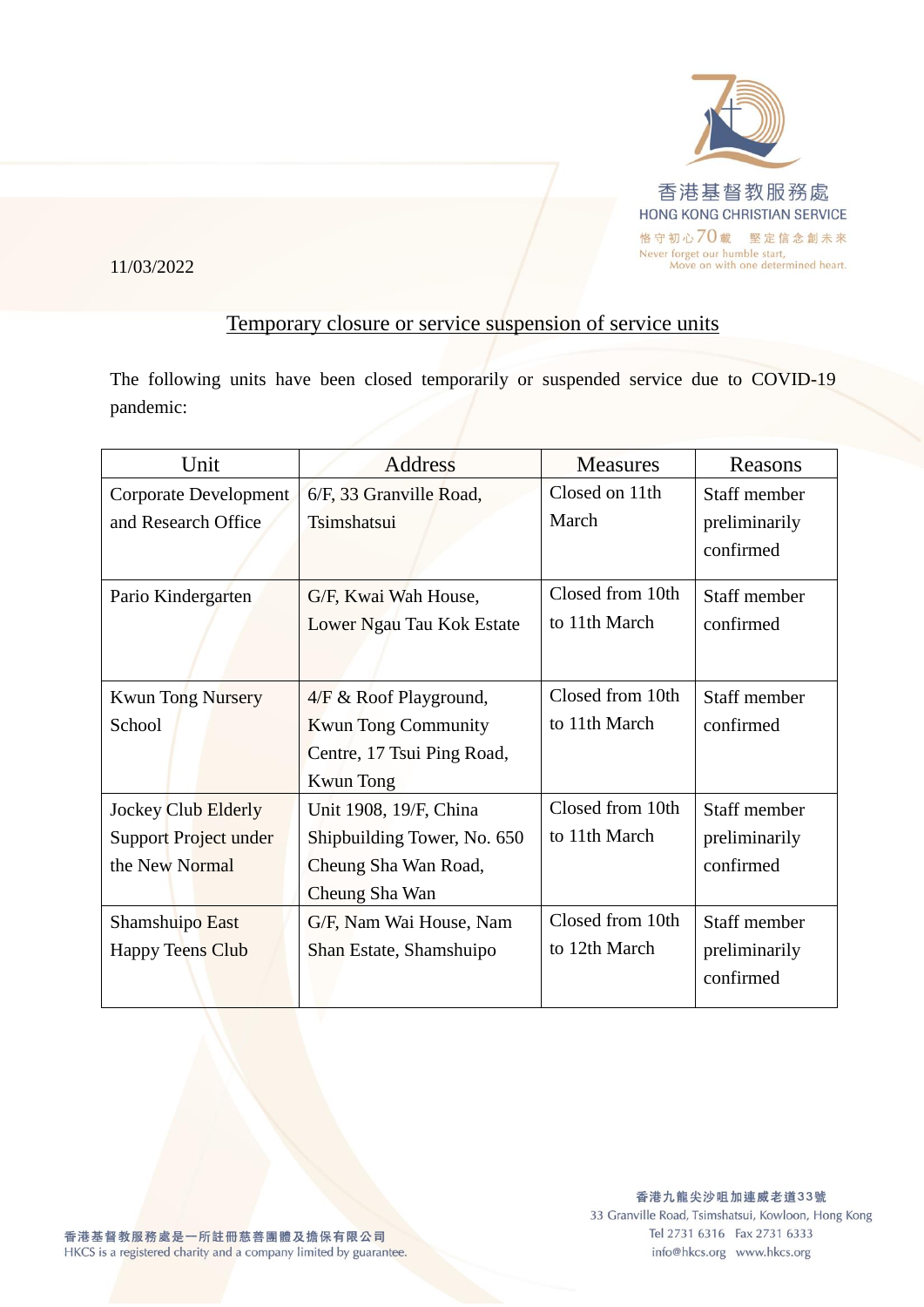11/03/2022

## Temporary closure or service suspension of service units

The following units have been closed temporarily or suspended service due to COVID-19 pandemic:

| Unit | Address | Measures | Reasons |
|---|---|---|---|
| Corporate Development and Research Office | 6/F, 33 Granville Road, Tsimshatsui | Closed on 11th March | Staff member preliminarily confirmed |
| Pario Kindergarten | G/F, Kwai Wah House, Lower Ngau Tau Kok Estate | Closed from 10th to 11th March | Staff member confirmed |
| Kwun Tong Nursery School | 4/F & Roof Playground, Kwun Tong Community Centre, 17 Tsui Ping Road, Kwun Tong | Closed from 10th to 11th March | Staff member confirmed |
| Jockey Club Elderly Support Project under the New Normal | Unit 1908, 19/F, China Shipbuilding Tower, No. 650 Cheung Sha Wan Road, Cheung Sha Wan | Closed from 10th to 11th March | Staff member preliminarily confirmed |
| Shamshuipo East Happy Teens Club | G/F, Nam Wai House, Nam Shan Estate, Shamshuipo | Closed from 10th to 12th March | Staff member preliminarily confirmed |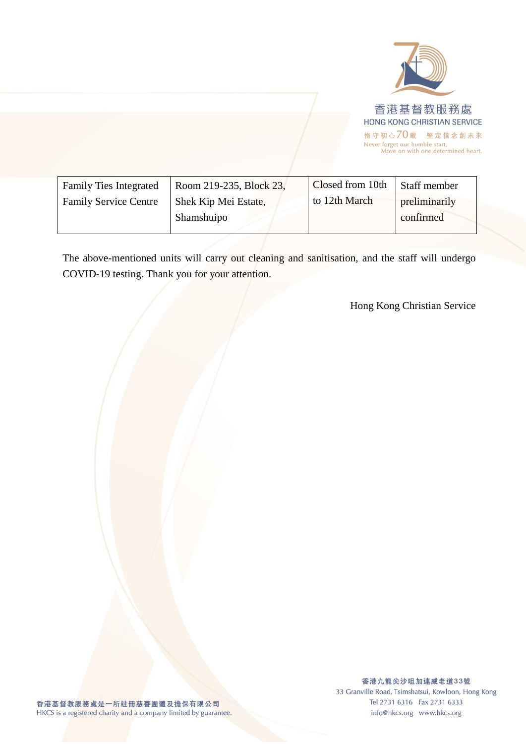| | | | |
|---|---|---|---|
| Family Ties Integrated Family Service Centre | Room 219-235, Block 23, Shek Kip Mei Estate, Shamshuipo | Closed from 10th to 12th March | Staff member preliminarily confirmed |

The above-mentioned units will carry out cleaning and sanitisation, and the staff will undergo COVID-19 testing. Thank you for your attention.

Hong Kong Christian Service